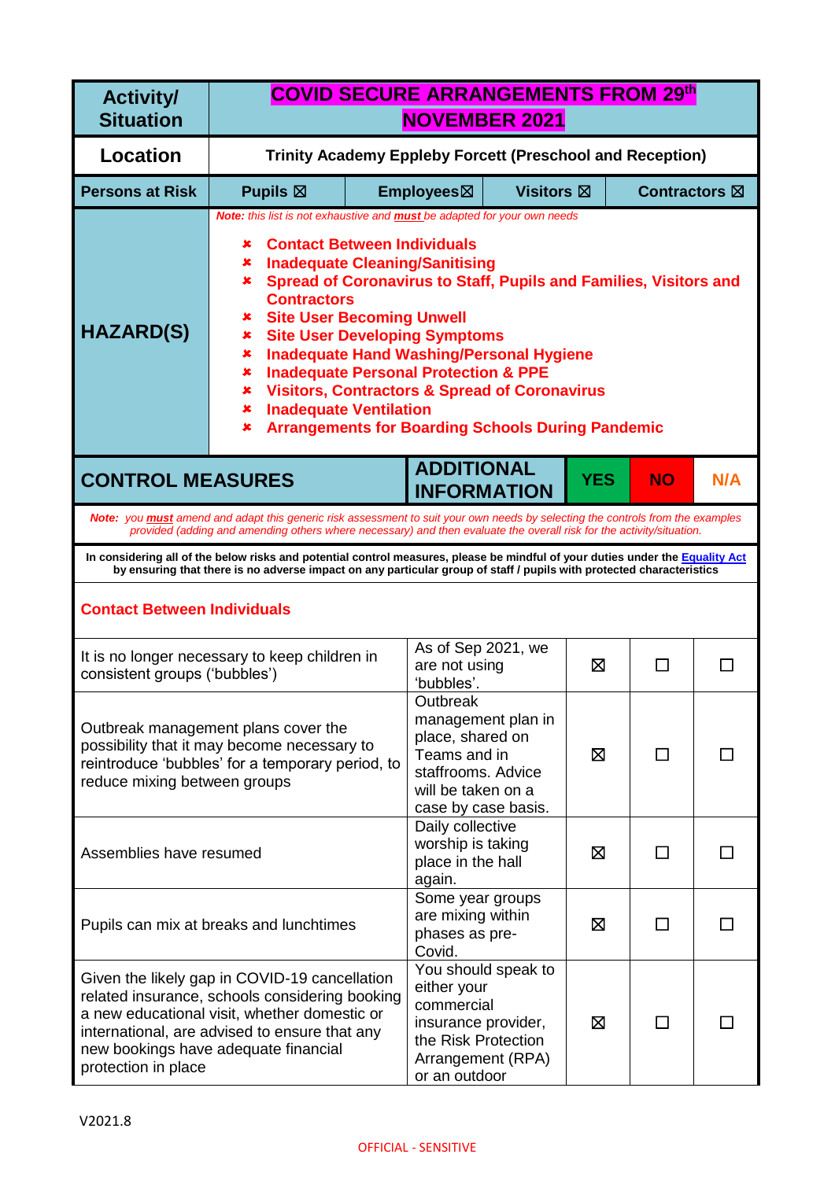| Activity/ Situation | COVID SECURE ARRANGEMENTS FROM 29th NOVEMBER 2021 | | | |
|---|---|---|---|---|
| **Location** | **Trinity Academy Eppleby Forcett (Preschool and Reception)** | | | |
| **Persons at Risk** | **Pupils ☒** | **Employees☒** | **Visitors ☒** | **Contractors ☒** |
| **HAZARD(S)** | *Note: this list is not exhaustive and **must** be adapted for your own needs*<br><br>✘ **Contact Between Individuals**<br>✘ **Inadequate Cleaning/Sanitising**<br>✘ **Spread of Coronavirus to Staff, Pupils and Families, Visitors and Contractors**<br>✘ **Site User Becoming Unwell**<br>✘ **Site User Developing Symptoms**<br>✘ **Inadequate Hand Washing/Personal Hygiene**<br>✘ **Inadequate Personal Protection & PPE**<br>✘ **Visitors, Contractors & Spread of Coronavirus**<br>✘ **Inadequate Ventilation**<br>✘ **Arrangements for Boarding Schools During Pandemic** | | | |

| CONTROL MEASURES | ADDITIONAL INFORMATION | YES | NO | N/A |
|---|---|---|---|---|
| *Note: you **must** amend and adapt this generic risk assessment to suit your own needs by selecting the controls from the examples provided (adding and amending others where necessary) and then evaluate the overall risk for the activity/situation.* | | | | |
| **In considering all of the below risks and potential control measures, please be mindful of your duties under the Equality Act by ensuring that there is no adverse impact on any particular group of staff / pupils with protected characteristics** | | | | |
| **Contact Between Individuals** | | | | |
| It is no longer necessary to keep children in consistent groups ('bubbles') | As of Sep 2021, we are not using 'bubbles'. | ☒ | ☐ | ☐ |
| Outbreak management plans cover the possibility that it may become necessary to reintroduce 'bubbles' for a temporary period, to reduce mixing between groups | Outbreak management plan in place, shared on Teams and in staffrooms. Advice will be taken on a case by case basis. | ☒ | ☐ | ☐ |
| Assemblies have resumed | Daily collective worship is taking place in the hall again. | ☒ | ☐ | ☐ |
| Pupils can mix at breaks and lunchtimes | Some year groups are mixing within phases as pre-Covid. | ☒ | ☐ | ☐ |
| Given the likely gap in COVID-19 cancellation related insurance, schools considering booking a new educational visit, whether domestic or international, are advised to ensure that any new bookings have adequate financial protection in place | You should speak to either your commercial insurance provider, the Risk Protection Arrangement (RPA) or an outdoor | ☒ | ☐ | ☐ |

V2021.8

OFFICIAL - SENSITIVE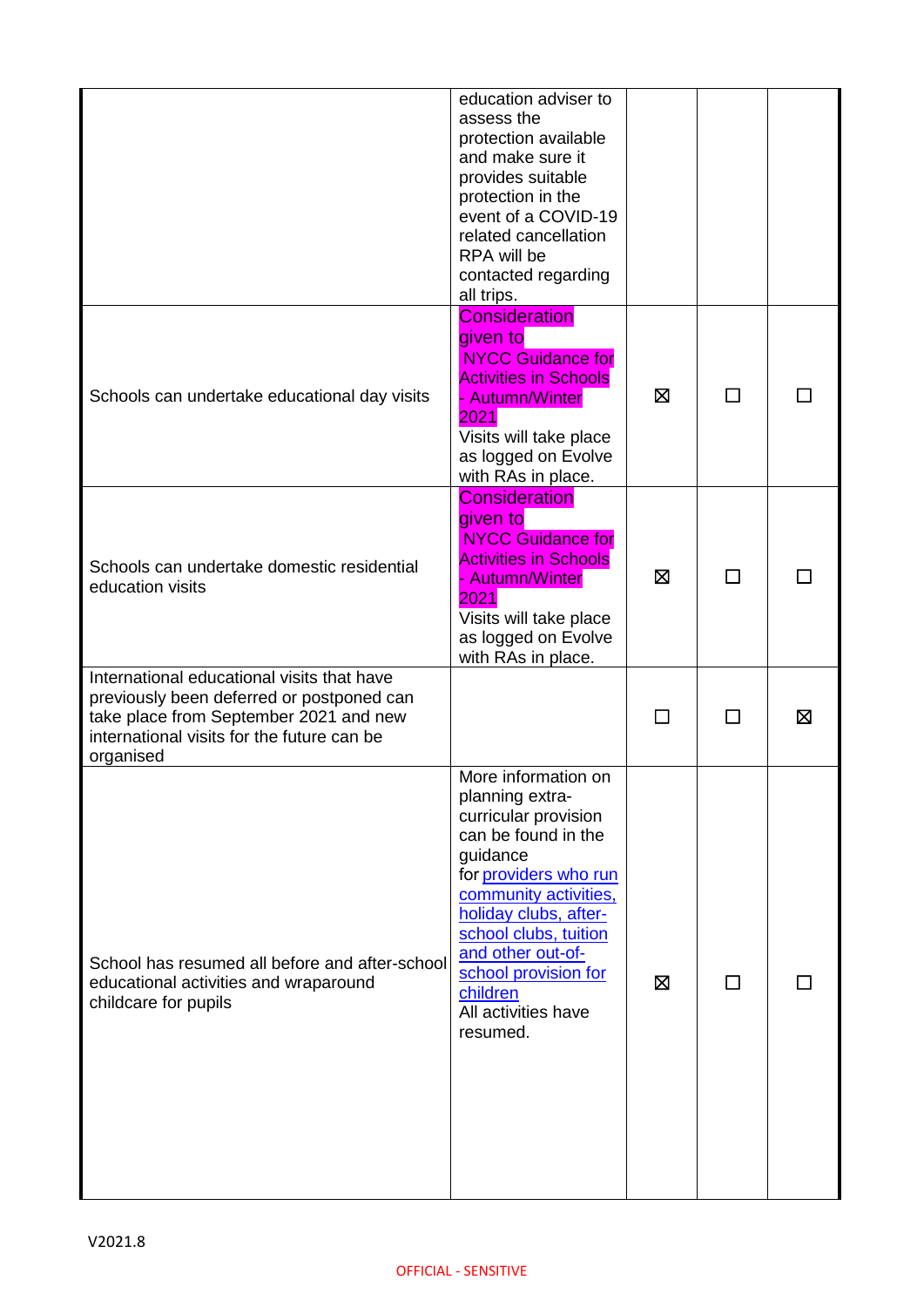| | | | | |
|---|---|---|---|---|
| | education adviser to assess the protection available and make sure it provides suitable protection in the event of a COVID-19 related cancellation RPA will be contacted regarding all trips. | | | |
| Schools can undertake educational day visits | Consideration given to NYCC Guidance for Activities in Schools - Autumn/Winter 2021 Visits will take place as logged on Evolve with RAs in place. | ☒ | ☐ | ☐ |
| Schools can undertake domestic residential education visits | Consideration given to NYCC Guidance for Activities in Schools - Autumn/Winter 2021 Visits will take place as logged on Evolve with RAs in place. | ☒ | ☐ | ☐ |
| International educational visits that have previously been deferred or postponed can take place from September 2021 and new international visits for the future can be organised | | ☐ | ☐ | ☒ |
| School has resumed all before and after-school educational activities and wraparound childcare for pupils | More information on planning extra-curricular provision can be found in the guidance for [providers who run community activities, holiday clubs, after-school clubs, tuition and other out-of-school provision for children]() All activities have resumed. | ☒ | ☐ | ☐ |

V2021.8

OFFICIAL - SENSITIVE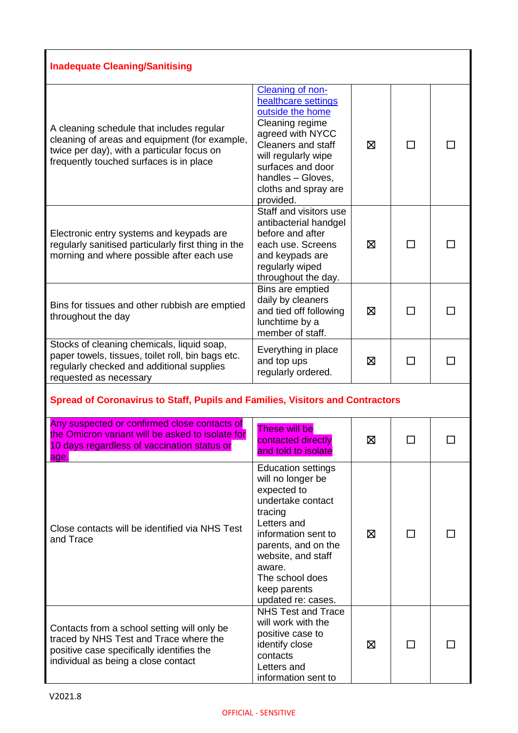| **Inadequate Cleaning/Sanitising** | | | | |
|---|---|---|---|---|
| A cleaning schedule that includes regular cleaning of areas and equipment (for example, twice per day), with a particular focus on frequently touched surfaces is in place | Cleaning of non-healthcare settings outside the home Cleaning regime agreed with NYCC Cleaners and staff will regularly wipe surfaces and door handles – Gloves, cloths and spray are provided. | ☒ | ☐ | ☐ |
| Electronic entry systems and keypads are regularly sanitised particularly first thing in the morning and where possible after each use | Staff and visitors use antibacterial handgel before and after each use. Screens and keypads are regularly wiped throughout the day. | ☒ | ☐ | ☐ |
| Bins for tissues and other rubbish are emptied throughout the day | Bins are emptied daily by cleaners and tied off following lunchtime by a member of staff. | ☒ | ☐ | ☐ |
| Stocks of cleaning chemicals, liquid soap, paper towels, tissues, toilet roll, bin bags etc. regularly checked and additional supplies requested as necessary | Everything in place and top ups regularly ordered. | ☒ | ☐ | ☐ |
| **Spread of Coronavirus to Staff, Pupils and Families, Visitors and Contractors** | | | | |
| Any suspected or confirmed close contacts of the Omicron variant will be asked to isolate for 10 days regardless of vaccination status or age. | These will be contacted directly and told to isolate | ☒ | ☐ | ☐ |
| Close contacts will be identified via NHS Test and Trace | Education settings will no longer be expected to undertake contact tracing Letters and information sent to parents, and on the website, and staff aware. The school does keep parents updated re: cases. | ☒ | ☐ | ☐ |
| Contacts from a school setting will only be traced by NHS Test and Trace where the positive case specifically identifies the individual as being a close contact | NHS Test and Trace will work with the positive case to identify close contacts Letters and information sent to | ☒ | ☐ | ☐ |

V2021.8

OFFICIAL - SENSITIVE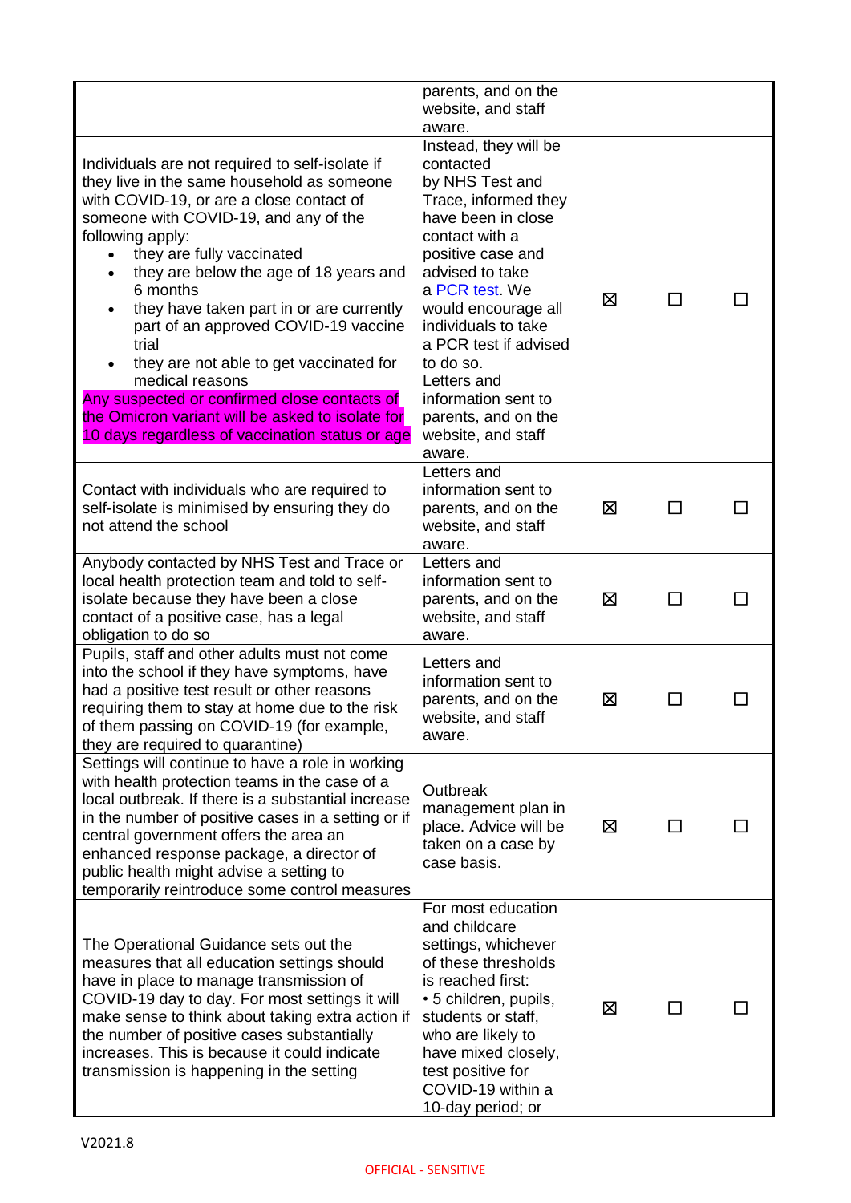| | | | | |
|---|---|---|---|---|
| | parents, and on the website, and staff aware. | | | |
| Individuals are not required to self-isolate if they live in the same household as someone with COVID-19, or are a close contact of someone with COVID-19, and any of the following apply:<br>• they are fully vaccinated<br>• they are below the age of 18 years and 6 months<br>• they have taken part in or are currently part of an approved COVID-19 vaccine trial<br>• they are not able to get vaccinated for medical reasons<br>Any suspected or confirmed close contacts of the Omicron variant will be asked to isolate for 10 days regardless of vaccination status or age | Instead, they will be contacted by NHS Test and Trace, informed they have been in close contact with a positive case and advised to take a PCR test. We would encourage all individuals to take a PCR test if advised to do so.<br>Letters and information sent to parents, and on the website, and staff aware. | ☒ | ☐ | ☐ |
| Contact with individuals who are required to self-isolate is minimised by ensuring they do not attend the school | Letters and information sent to parents, and on the website, and staff aware. | ☒ | ☐ | ☐ |
| Anybody contacted by NHS Test and Trace or local health protection team and told to self-isolate because they have been a close contact of a positive case, has a legal obligation to do so | Letters and information sent to parents, and on the website, and staff aware. | ☒ | ☐ | ☐ |
| Pupils, staff and other adults must not come into the school if they have symptoms, have had a positive test result or other reasons requiring them to stay at home due to the risk of them passing on COVID-19 (for example, they are required to quarantine) | Letters and information sent to parents, and on the website, and staff aware. | ☒ | ☐ | ☐ |
| Settings will continue to have a role in working with health protection teams in the case of a local outbreak. If there is a substantial increase in the number of positive cases in a setting or if central government offers the area an enhanced response package, a director of public health might advise a setting to temporarily reintroduce some control measures | Outbreak management plan in place. Advice will be taken on a case by case basis. | ☒ | ☐ | ☐ |
| The Operational Guidance sets out the measures that all education settings should have in place to manage transmission of COVID-19 day to day. For most settings it will make sense to think about taking extra action if the number of positive cases substantially increases. This is because it could indicate transmission is happening in the setting | For most education and childcare settings, whichever of these thresholds is reached first:<br>• 5 children, pupils, students or staff, who are likely to have mixed closely, test positive for COVID-19 within a 10-day period; or | ☒ | ☐ | ☐ |

V2021.8

OFFICIAL - SENSITIVE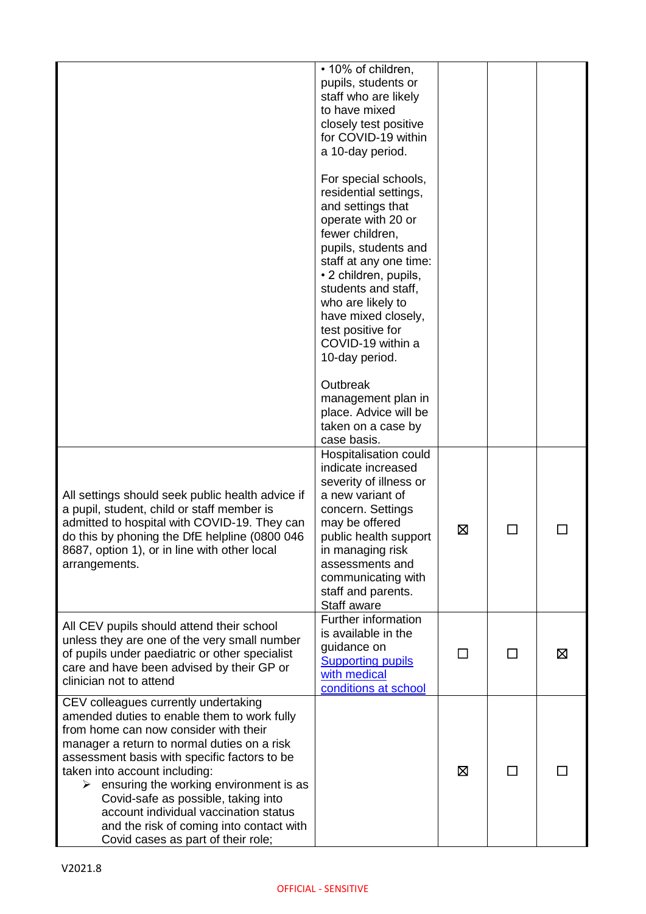| | | | | |
|---|---|---|---|---|
| | • 10% of children, pupils, students or staff who are likely to have mixed closely test positive for COVID-19 within a 10-day period.<br><br>For special schools, residential settings, and settings that operate with 20 or fewer children, pupils, students and staff at any one time:<br>• 2 children, pupils, students and staff, who are likely to have mixed closely, test positive for COVID-19 within a 10-day period.<br><br>Outbreak management plan in place. Advice will be taken on a case by case basis. | | | |
| All settings should seek public health advice if a pupil, student, child or staff member is admitted to hospital with COVID-19. They can do this by phoning the DfE helpline (0800 046 8687, option 1), or in line with other local arrangements. | Hospitalisation could indicate increased severity of illness or a new variant of concern. Settings may be offered public health support in managing risk assessments and communicating with staff and parents. Staff aware | ☒ | ☐ | ☐ |
| All CEV pupils should attend their school unless they are one of the very small number of pupils under paediatric or other specialist care and have been advised by their GP or clinician not to attend | Further information is available in the guidance on [Supporting pupils with medical conditions at school]() | ☐ | ☐ | ☒ |
| CEV colleagues currently undertaking amended duties to enable them to work fully from home can now consider with their manager a return to normal duties on a risk assessment basis with specific factors to be taken into account including:<br>➢ ensuring the working environment is as Covid-safe as possible, taking into account individual vaccination status and the risk of coming into contact with Covid cases as part of their role; | | ☒ | ☐ | ☐ |

V2021.8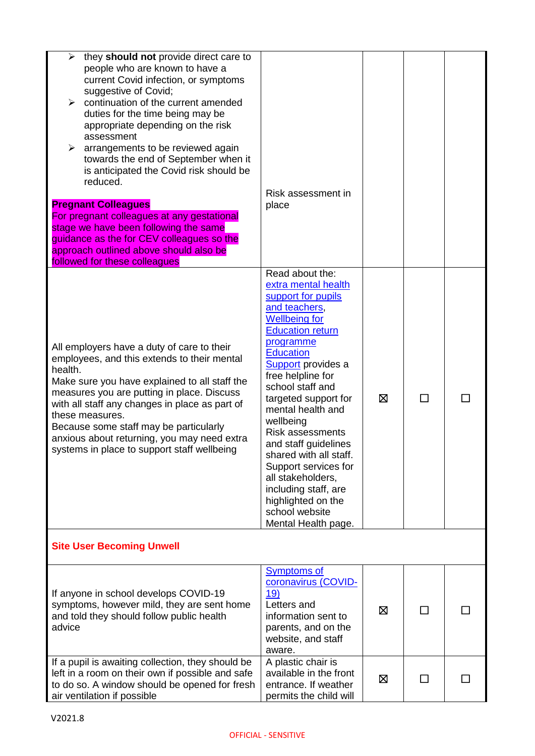| | | | | |
|---|---|---|---|---|
| ➢ they **should not** provide direct care to people who are known to have a current Covid infection, or symptoms suggestive of Covid;<br>➢ continuation of the current amended duties for the time being may be appropriate depending on the risk assessment<br>➢ arrangements to be reviewed again towards the end of September when it is anticipated the Covid risk should be reduced.<br><br>**Pregnant Colleagues**<br>For pregnant colleagues at any gestational stage we have been following the same guidance as the for CEV colleagues so the approach outlined above should also be followed for these colleagues | Risk assessment in place | | | |
| All employers have a duty of care to their employees, and this extends to their mental health.<br>Make sure you have explained to all staff the measures you are putting in place. Discuss with all staff any changes in place as part of these measures.<br>Because some staff may be particularly anxious about returning, you may need extra systems in place to support staff wellbeing | Read about the: extra mental health support for pupils and teachers, Wellbeing for Education return programme Education Support provides a free helpline for school staff and targeted support for mental health and wellbeing<br>Risk assessments and staff guidelines shared with all staff.<br>Support services for all stakeholders, including staff, are highlighted on the school website Mental Health page. | ☒ | ☐ | ☐ |
| **Site User Becoming Unwell** | | | | |
| If anyone in school develops COVID-19 symptoms, however mild, they are sent home and told they should follow public health advice | Symptoms of coronavirus (COVID-19)<br>Letters and information sent to parents, and on the website, and staff aware. | ☒ | ☐ | ☐ |
| If a pupil is awaiting collection, they should be left in a room on their own if possible and safe to do so. A window should be opened for fresh air ventilation if possible | A plastic chair is available in the front entrance. If weather permits the child will | ☒ | ☐ | ☐ |

V2021.8

OFFICIAL - SENSITIVE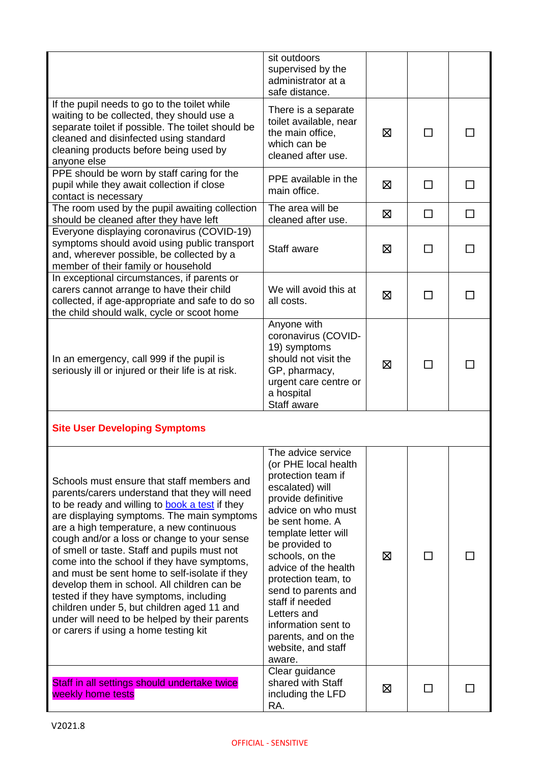| | | | | |
|---|---|---|---|---|
| | sit outdoors supervised by the administrator at a safe distance. | | | |
| If the pupil needs to go to the toilet while waiting to be collected, they should use a separate toilet if possible. The toilet should be cleaned and disinfected using standard cleaning products before being used by anyone else | There is a separate toilet available, near the main office, which can be cleaned after use. | ☒ | ☐ | ☐ |
| PPE should be worn by staff caring for the pupil while they await collection if close contact is necessary | PPE available in the main office. | ☒ | ☐ | ☐ |
| The room used by the pupil awaiting collection should be cleaned after they have left | The area will be cleaned after use. | ☒ | ☐ | ☐ |
| Everyone displaying coronavirus (COVID-19) symptoms should avoid using public transport and, wherever possible, be collected by a member of their family or household | Staff aware | ☒ | ☐ | ☐ |
| In exceptional circumstances, if parents or carers cannot arrange to have their child collected, if age-appropriate and safe to do so the child should walk, cycle or scoot home | We will avoid this at all costs. | ☒ | ☐ | ☐ |
| In an emergency, call 999 if the pupil is seriously ill or injured or their life is at risk. | Anyone with coronavirus (COVID-19) symptoms should not visit the GP, pharmacy, urgent care centre or a hospital<br>Staff aware | ☒ | ☐ | ☐ |
| **Site User Developing Symptoms** | | | | |
| Schools must ensure that staff members and parents/carers understand that they will need to be ready and willing to [book a test]() if they are displaying symptoms. The main symptoms are a high temperature, a new continuous cough and/or a loss or change to your sense of smell or taste. Staff and pupils must not come into the school if they have symptoms, and must be sent home to self-isolate if they develop them in school. All children can be tested if they have symptoms, including children under 5, but children aged 11 and under will need to be helped by their parents or carers if using a home testing kit | The advice service (or PHE local health protection team if escalated) will provide definitive advice on who must be sent home. A template letter will be provided to schools, on the advice of the health protection team, to send to parents and staff if needed<br>Letters and information sent to parents, and on the website, and staff aware. | ☒ | ☐ | ☐ |
| Staff in all settings should undertake twice weekly home tests | Clear guidance shared with Staff including the LFD RA. | ☒ | ☐ | ☐ |

V2021.8

OFFICIAL - SENSITIVE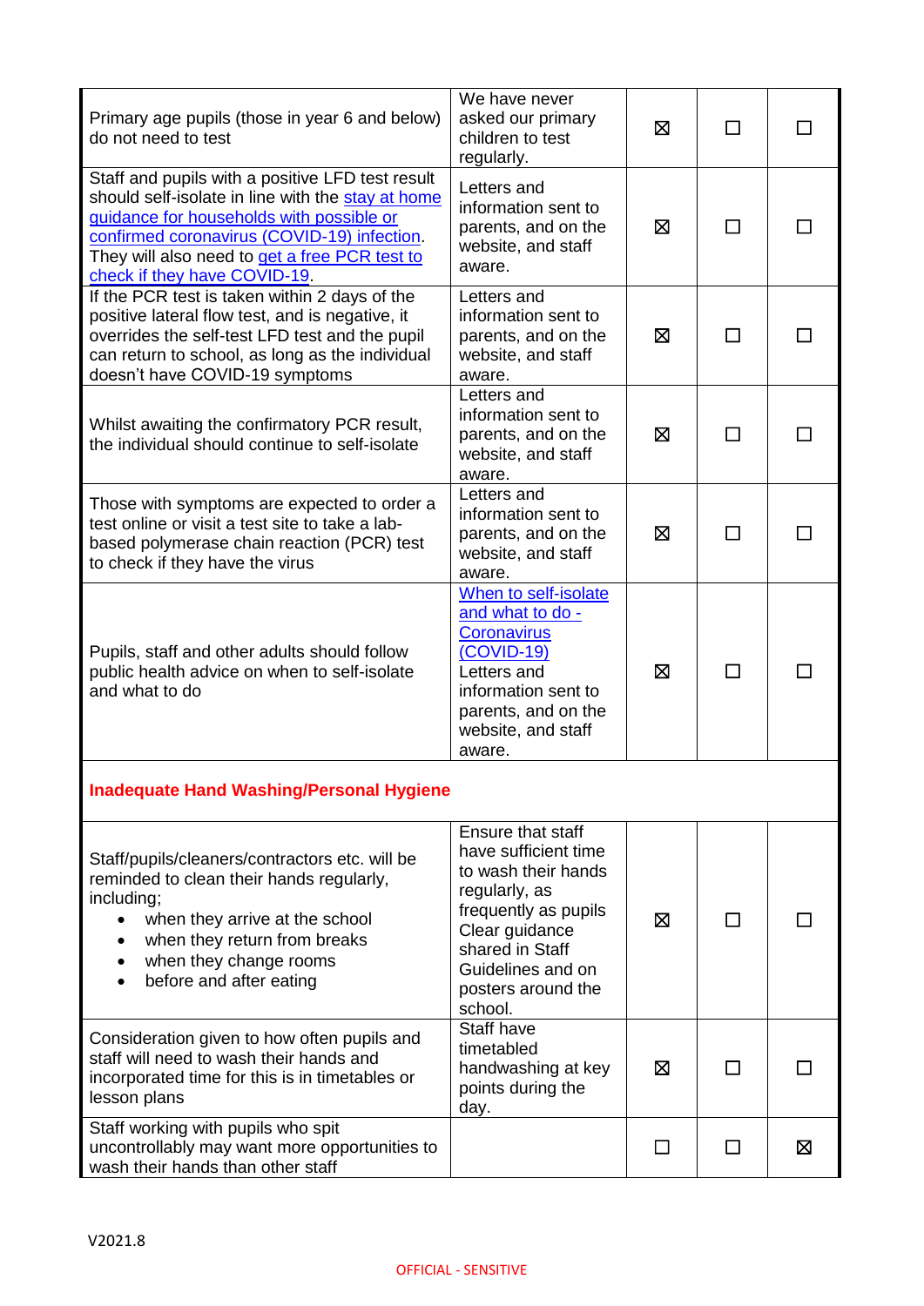| | | | | |
|---|---|---|---|---|
| Primary age pupils (those in year 6 and below) do not need to test | We have never asked our primary children to test regularly. | ☒ | ☐ | ☐ |
| Staff and pupils with a positive LFD test result should self-isolate in line with the stay at home guidance for households with possible or confirmed coronavirus (COVID-19) infection. They will also need to get a free PCR test to check if they have COVID-19. | Letters and information sent to parents, and on the website, and staff aware. | ☒ | ☐ | ☐ |
| If the PCR test is taken within 2 days of the positive lateral flow test, and is negative, it overrides the self-test LFD test and the pupil can return to school, as long as the individual doesn't have COVID-19 symptoms | Letters and information sent to parents, and on the website, and staff aware. | ☒ | ☐ | ☐ |
| Whilst awaiting the confirmatory PCR result, the individual should continue to self-isolate | Letters and information sent to parents, and on the website, and staff aware. | ☒ | ☐ | ☐ |
| Those with symptoms are expected to order a test online or visit a test site to take a lab-based polymerase chain reaction (PCR) test to check if they have the virus | Letters and information sent to parents, and on the website, and staff aware. | ☒ | ☐ | ☐ |
| Pupils, staff and other adults should follow public health advice on when to self-isolate and what to do | When to self-isolate and what to do - Coronavirus (COVID-19) Letters and information sent to parents, and on the website, and staff aware. | ☒ | ☐ | ☐ |
| **Inadequate Hand Washing/Personal Hygiene** | | | | |
| Staff/pupils/cleaners/contractors etc. will be reminded to clean their hands regularly, including; <ul><li>when they arrive at the school</li><li>when they return from breaks</li><li>when they change rooms</li><li>before and after eating</li></ul> | Ensure that staff have sufficient time to wash their hands regularly, as frequently as pupils Clear guidance shared in Staff Guidelines and on posters around the school. | ☒ | ☐ | ☐ |
| Consideration given to how often pupils and staff will need to wash their hands and incorporated time for this is in timetables or lesson plans | Staff have timetabled handwashing at key points during the day. | ☒ | ☐ | ☐ |
| Staff working with pupils who spit uncontrollably may want more opportunities to wash their hands than other staff | | ☐ | ☐ | ☒ |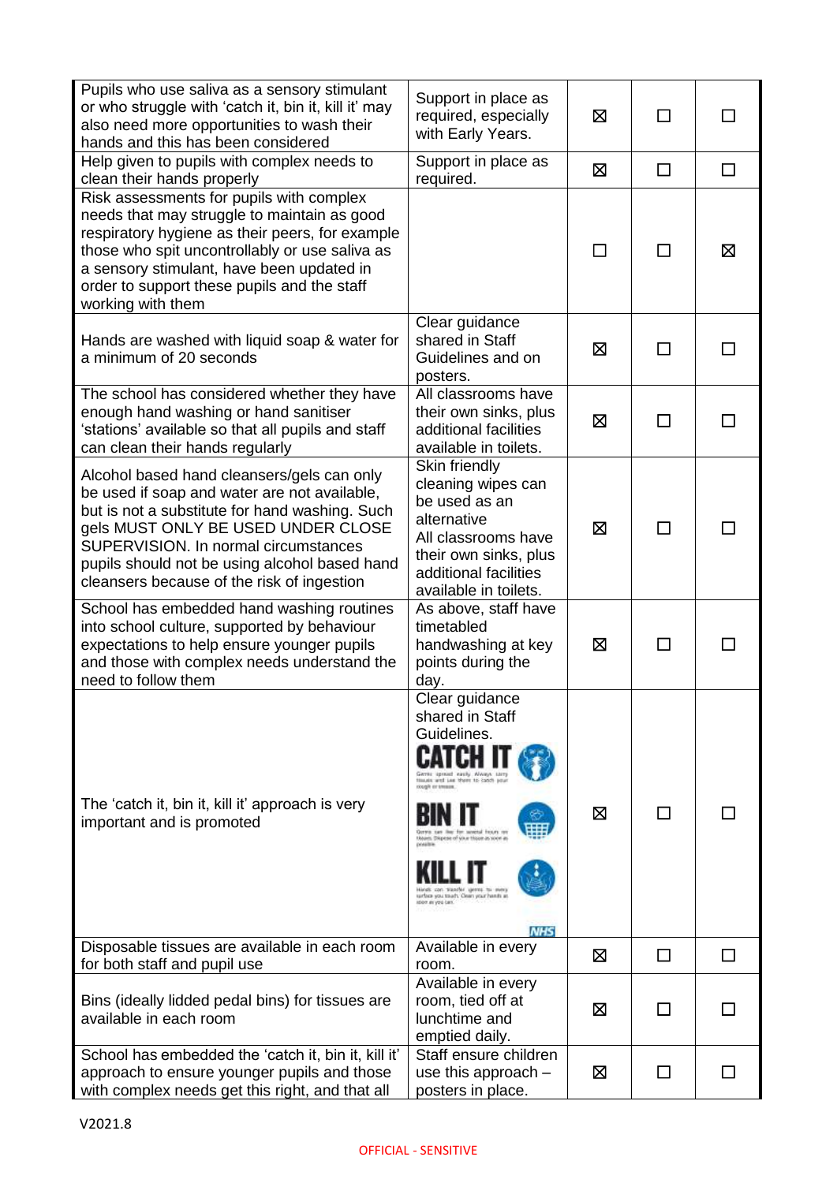| | | | | |
|---|---|---|---|---|
| Pupils who use saliva as a sensory stimulant or who struggle with 'catch it, bin it, kill it' may also need more opportunities to wash their hands and this has been considered | Support in place as required, especially with Early Years. | ☒ | ☐ | ☐ |
| Help given to pupils with complex needs to clean their hands properly | Support in place as required. | ☒ | ☐ | ☐ |
| Risk assessments for pupils with complex needs that may struggle to maintain as good respiratory hygiene as their peers, for example those who spit uncontrollably or use saliva as a sensory stimulant, have been updated in order to support these pupils and the staff working with them | | ☐ | ☐ | ☒ |
| Hands are washed with liquid soap & water for a minimum of 20 seconds | Clear guidance shared in Staff Guidelines and on posters. | ☒ | ☐ | ☐ |
| The school has considered whether they have enough hand washing or hand sanitiser 'stations' available so that all pupils and staff can clean their hands regularly | All classrooms have their own sinks, plus additional facilities available in toilets. | ☒ | ☐ | ☐ |
| Alcohol based hand cleansers/gels can only be used if soap and water are not available, but is not a substitute for hand washing. Such gels MUST ONLY BE USED UNDER CLOSE SUPERVISION. In normal circumstances pupils should not be using alcohol based hand cleansers because of the risk of ingestion | Skin friendly cleaning wipes can be used as an alternative<br>All classrooms have their own sinks, plus additional facilities available in toilets. | ☒ | ☐ | ☐ |
| School has embedded hand washing routines into school culture, supported by behaviour expectations to help ensure younger pupils and those with complex needs understand the need to follow them | As above, staff have timetabled handwashing at key points during the day. | ☒ | ☐ | ☐ |
| The 'catch it, bin it, kill it' approach is very important and is promoted | Clear guidance shared in Staff Guidelines.<br>CATCH IT<br>BIN IT<br>KILL IT<br>NHS | ☒ | ☐ | ☐ |
| Disposable tissues are available in each room for both staff and pupil use | Available in every room. | ☒ | ☐ | ☐ |
| Bins (ideally lidded pedal bins) for tissues are available in each room | Available in every room, tied off at lunchtime and emptied daily. | ☒ | ☐ | ☐ |
| School has embedded the 'catch it, bin it, kill it' approach to ensure younger pupils and those with complex needs get this right, and that all | Staff ensure children use this approach – posters in place. | ☒ | ☐ | ☐ |

V2021.8

OFFICIAL - SENSITIVE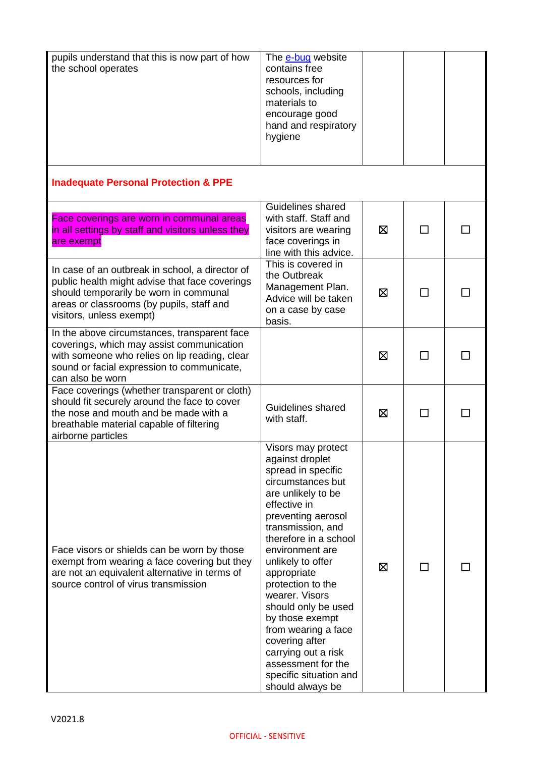| | | | | |
|---|---|---|---|---|
| pupils understand that this is now part of how the school operates | The [e-bug](https://e-bug.eu) website contains free resources for schools, including materials to encourage good hand and respiratory hygiene | | | |
| **Inadequate Personal Protection & PPE** | | | | |
| Face coverings are worn in communal areas in all settings by staff and visitors unless they are exempt | Guidelines shared with staff. Staff and visitors are wearing face coverings in line with this advice. | ☒ | ☐ | ☐ |
| In case of an outbreak in school, a director of public health might advise that face coverings should temporarily be worn in communal areas or classrooms (by pupils, staff and visitors, unless exempt) | This is covered in the Outbreak Management Plan. Advice will be taken on a case by case basis. | ☒ | ☐ | ☐ |
| In the above circumstances, transparent face coverings, which may assist communication with someone who relies on lip reading, clear sound or facial expression to communicate, can also be worn | | ☒ | ☐ | ☐ |
| Face coverings (whether transparent or cloth) should fit securely around the face to cover the nose and mouth and be made with a breathable material capable of filtering airborne particles | Guidelines shared with staff. | ☒ | ☐ | ☐ |
| Face visors or shields can be worn by those exempt from wearing a face covering but they are not an equivalent alternative in terms of source control of virus transmission | Visors may protect against droplet spread in specific circumstances but are unlikely to be effective in preventing aerosol transmission, and therefore in a school environment are unlikely to offer appropriate protection to the wearer. Visors should only be used by those exempt from wearing a face covering after carrying out a risk assessment for the specific situation and should always be | ☒ | ☐ | ☐ |

V2021.8

OFFICIAL - SENSITIVE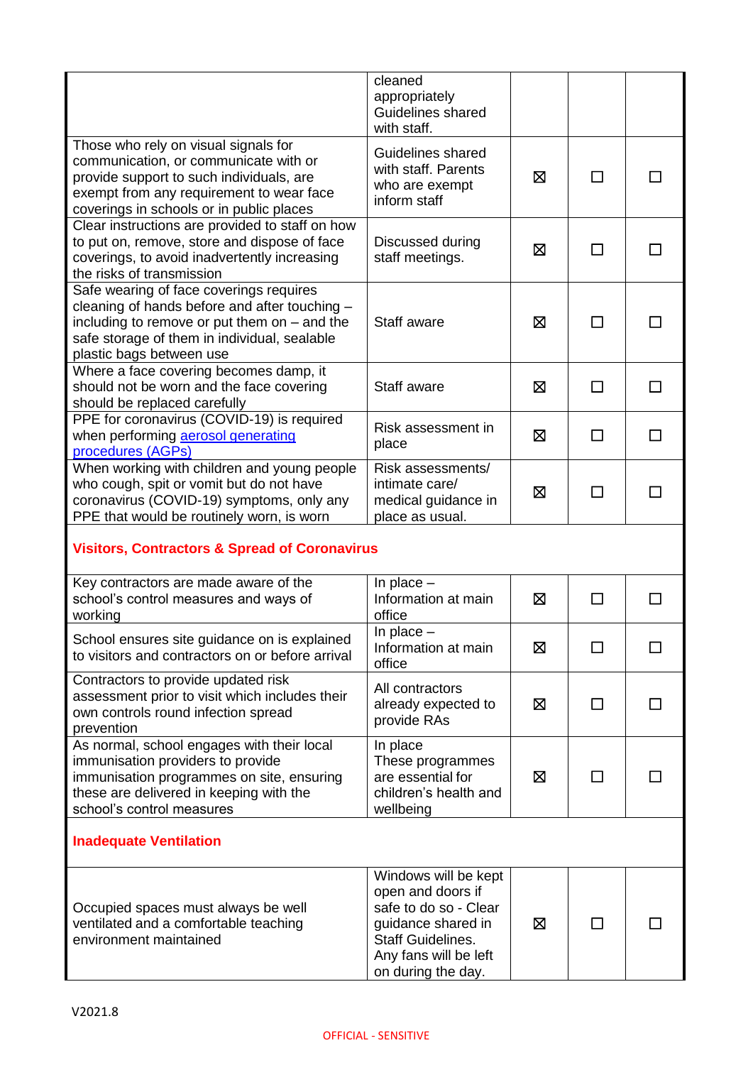| | | | | |
|---|---|---|---|---|
| | cleaned appropriately Guidelines shared with staff. | | | |
| Those who rely on visual signals for communication, or communicate with or provide support to such individuals, are exempt from any requirement to wear face coverings in schools or in public places | Guidelines shared with staff. Parents who are exempt inform staff | ☒ | ☐ | ☐ |
| Clear instructions are provided to staff on how to put on, remove, store and dispose of face coverings, to avoid inadvertently increasing the risks of transmission | Discussed during staff meetings. | ☒ | ☐ | ☐ |
| Safe wearing of face coverings requires cleaning of hands before and after touching – including to remove or put them on – and the safe storage of them in individual, sealable plastic bags between use | Staff aware | ☒ | ☐ | ☐ |
| Where a face covering becomes damp, it should not be worn and the face covering should be replaced carefully | Staff aware | ☒ | ☐ | ☐ |
| PPE for coronavirus (COVID-19) is required when performing aerosol generating procedures (AGPs) | Risk assessment in place | ☒ | ☐ | ☐ |
| When working with children and young people who cough, spit or vomit but do not have coronavirus (COVID-19) symptoms, only any PPE that would be routinely worn, is worn | Risk assessments/ intimate care/ medical guidance in place as usual. | ☒ | ☐ | ☐ |
| **Visitors, Contractors & Spread of Coronavirus** | | | | |
| Key contractors are made aware of the school's control measures and ways of working | In place – Information at main office | ☒ | ☐ | ☐ |
| School ensures site guidance on is explained to visitors and contractors on or before arrival | In place – Information at main office | ☒ | ☐ | ☐ |
| Contractors to provide updated risk assessment prior to visit which includes their own controls round infection spread prevention | All contractors already expected to provide RAs | ☒ | ☐ | ☐ |
| As normal, school engages with their local immunisation providers to provide immunisation programmes on site, ensuring these are delivered in keeping with the school's control measures | In place These programmes are essential for children's health and wellbeing | ☒ | ☐ | ☐ |
| **Inadequate Ventilation** | | | | |
| Occupied spaces must always be well ventilated and a comfortable teaching environment maintained | Windows will be kept open and doors if safe to do so - Clear guidance shared in Staff Guidelines. Any fans will be left on during the day. | ☒ | ☐ | ☐ |

V2021.8

OFFICIAL - SENSITIVE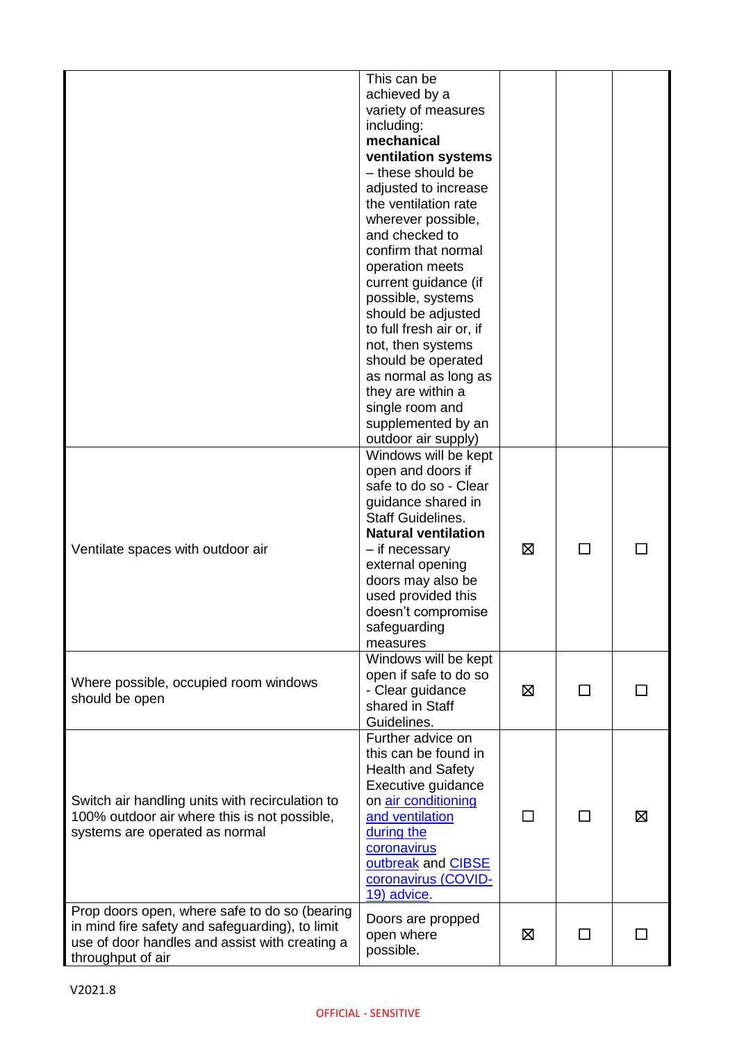| | | | | |
|---|---|---|---|---|
| | This can be achieved by a variety of measures including: **mechanical ventilation systems** – these should be adjusted to increase the ventilation rate wherever possible, and checked to confirm that normal operation meets current guidance (if possible, systems should be adjusted to full fresh air or, if not, then systems should be operated as normal as long as they are within a single room and supplemented by an outdoor air supply) | | | |
| Ventilate spaces with outdoor air | Windows will be kept open and doors if safe to do so - Clear guidance shared in Staff Guidelines. **Natural ventilation** – if necessary external opening doors may also be used provided this doesn't compromise safeguarding measures | ☒ | ☐ | ☐ |
| Where possible, occupied room windows should be open | Windows will be kept open if safe to do so - Clear guidance shared in Staff Guidelines. | ☒ | ☐ | ☐ |
| Switch air handling units with recirculation to 100% outdoor air where this is not possible, systems are operated as normal | Further advice on this can be found in Health and Safety Executive guidance on air conditioning and ventilation during the coronavirus outbreak and CIBSE coronavirus (COVID-19) advice. | ☐ | ☐ | ☒ |
| Prop doors open, where safe to do so (bearing in mind fire safety and safeguarding), to limit use of door handles and assist with creating a throughput of air | Doors are propped open where possible. | ☒ | ☐ | ☐ |

V2021.8

OFFICIAL - SENSITIVE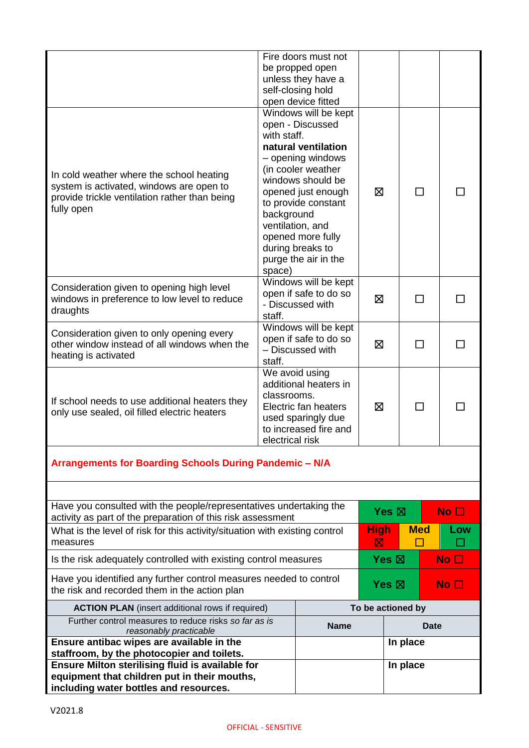| | | | | |
|---|---|---|---|---|
| | Fire doors must not be propped open unless they have a self-closing hold open device fitted | | | |
| In cold weather where the school heating system is activated, windows are open to provide trickle ventilation rather than being fully open | Windows will be kept open - Discussed with staff. **natural ventilation** – opening windows (in cooler weather windows should be opened just enough to provide constant background ventilation, and opened more fully during breaks to purge the air in the space) | ☒ | ☐ | ☐ |
| Consideration given to opening high level windows in preference to low level to reduce draughts | Windows will be kept open if safe to do so - Discussed with staff. | ☒ | ☐ | ☐ |
| Consideration given to only opening every other window instead of all windows when the heating is activated | Windows will be kept open if safe to do so – Discussed with staff. | ☒ | ☐ | ☐ |
| If school needs to use additional heaters they only use sealed, oil filled electric heaters | We avoid using additional heaters in classrooms. Electric fan heaters used sparingly due to increased fire and electrical risk | ☒ | ☐ | ☐ |

**Arrangements for Boarding Schools During Pandemic – N/A**

| | | | |
|---|---|---|---|
| Have you consulted with the people/representatives undertaking the activity as part of the preparation of this risk assessment | **Yes ☒** | | **No ☐** |
| What is the level of risk for this activity/situation with existing control measures | **High ☒** | **Med ☐** | **Low ☐** |
| Is the risk adequately controlled with existing control measures | **Yes ☒** | | **No ☐** |
| Have you identified any further control measures needed to control the risk and recorded them in the action plan | **Yes ☒** | | **No ☐** |

| **ACTION PLAN** (insert additional rows if required) | To be actioned by | |
|---|---|---|
| Further control measures to reduce risks *so far as is reasonably practicable* | **Name** | **Date** |
| **Ensure antibac wipes are available in the staffroom, by the photocopier and toilets.** | | **In place** |
| **Ensure Milton sterilising fluid is available for equipment that children put in their mouths, including water bottles and resources.** | | **In place** |

V2021.8

OFFICIAL - SENSITIVE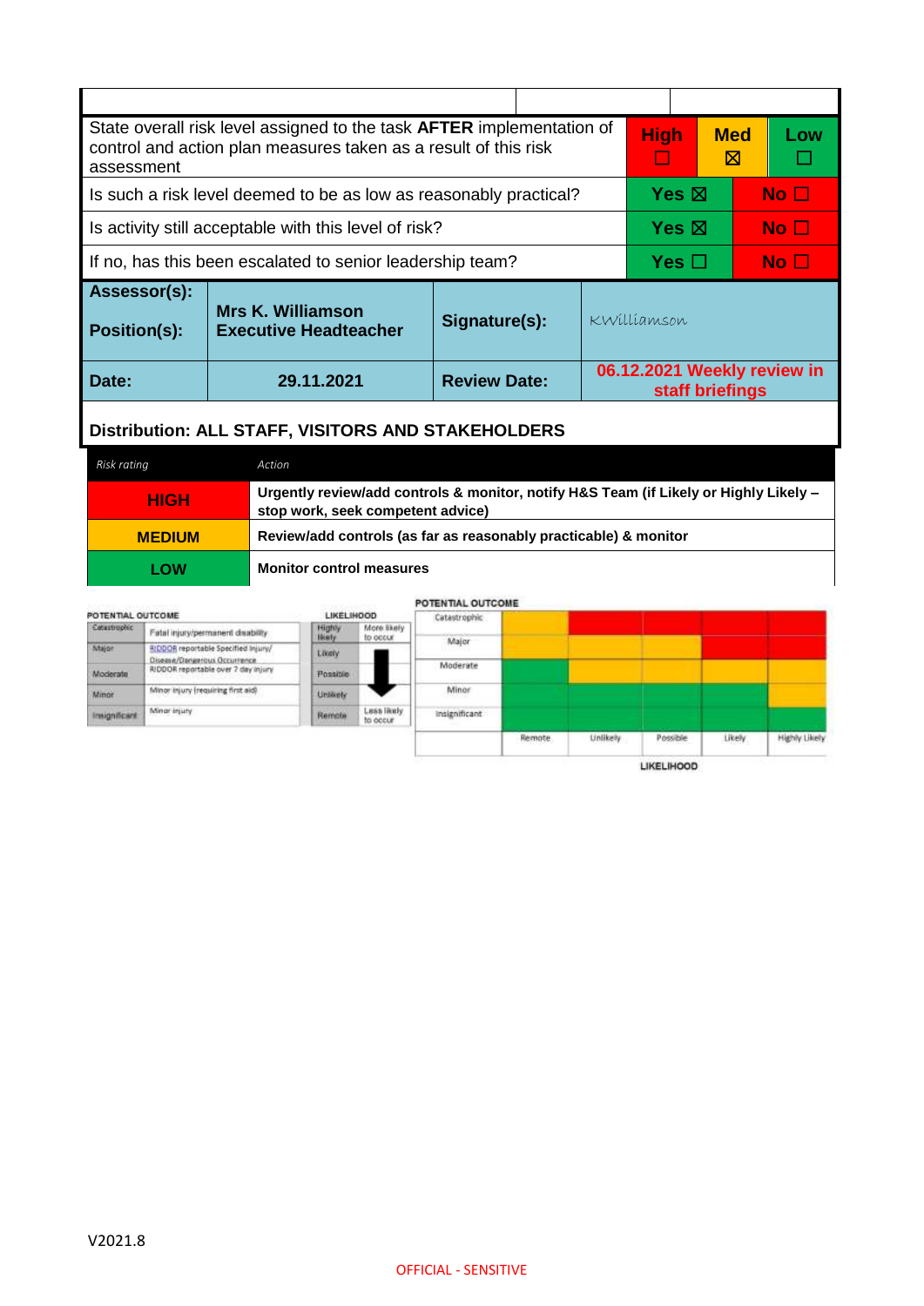| | | |
|---|---|---|
| | | |

| | | | |
|---|---|---|---|
| State overall risk level assigned to the task **AFTER** implementation of control and action plan measures taken as a result of this risk assessment | **High** ☐ | **Med** ☒ | **Low** ☐ |
| Is such a risk level deemed to be as low as reasonably practical? | **Yes** ☒ | | **No** ☐ |
| Is activity still acceptable with this level of risk? | **Yes** ☒ | | **No** ☐ |
| If no, has this been escalated to senior leadership team? | **Yes** ☐ | | **No** ☐ |

| | | | |
|---|---|---|---|
| **Assessor(s):** **Position(s):** | **Mrs K. Williamson** **Executive Headteacher** | **Signature(s):** | KWilliamson |
| **Date:** | **29.11.2021** | **Review Date:** | **06.12.2021 Weekly review in staff briefings** |

**Distribution: ALL STAFF, VISITORS AND STAKEHOLDERS**

| *Risk rating* | *Action* |
|---|---|
| **HIGH** | **Urgently review/add controls & monitor, notify H&S Team (if Likely or Highly Likely – stop work, seek competent advice)** |
| **MEDIUM** | **Review/add controls (as far as reasonably practicable) & monitor** |
| **LOW** | **Monitor control measures** |

POTENTIAL OUTCOME

| | |
|---|---|
| Catastrophic | Fatal injury/permanent disability |
| Major | RIDDOR reportable Specified Injury/ Disease/Dangerous Occurrence |
| Moderate | RIDDOR reportable over 7 day injury |
| Minor | Minor injury (requiring first aid) |
| Insignificant | Minor injury |

LIKELIHOOD

| | |
|---|---|
| Highly likely | More likely to occur |
| Likely | |
| Possible | |
| Unlikely | |
| Remote | Less likely to occur |

POTENTIAL OUTCOME

Catastrophic
Major
Moderate
Minor
Insignificant

Remote Unlikely Possible Likely Highly Likely

LIKELIHOOD

V2021.8

OFFICIAL - SENSITIVE